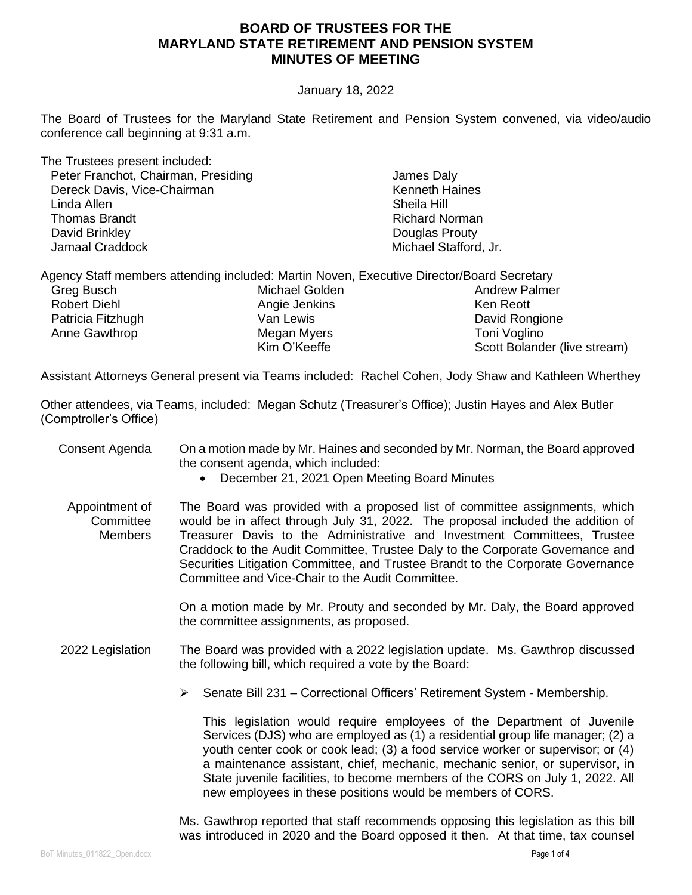# BOARD OF TRUSTEES FOR THE MARYLAND STATE RETIREMENT AND PENSION SYSTEM MINUTES OF MEETING

January 18, 2022

The Board of Trustees for the Maryland State Retirement and Pension System convened, via video/audio conference call beginning at 9:31 a.m.

The Trustees present included:

- Peter Franchot, Chairman, Presiding
- Dereck Davis, Vice-Chairman
- Linda Allen
- Thomas Brandt
- David Brinkley
- Jamaal Craddock
- James Daly
- Kenneth Haines
- Sheila Hill
- Richard Norman
- Douglas Prouty
- Michael Stafford, Jr.

Agency Staff members attending included: Martin Noven, Executive Director/Board Secretary

- Greg Busch
- Robert Diehl
- Patricia Fitzhugh
- Anne Gawthrop
- Michael Golden
- Angie Jenkins
- Van Lewis
- Megan Myers
- Kim O'Keeffe
- Andrew Palmer
- Ken Reott
- David Rongione
- Toni Voglino
- Scott Bolander (live stream)

Assistant Attorneys General present via Teams included: Rachel Cohen, Jody Shaw and Kathleen Wherthey

Other attendees, via Teams, included: Megan Schutz (Treasurer's Office); Justin Hayes and Alex Butler (Comptroller's Office)

**Consent Agenda**

On a motion made by Mr. Haines and seconded by Mr. Norman, the Board approved the consent agenda, which included:

- December 21, 2021 Open Meeting Board Minutes

**Appointment of Committee Members**

The Board was provided with a proposed list of committee assignments, which would be in affect through July 31, 2022. The proposal included the addition of Treasurer Davis to the Administrative and Investment Committees, Trustee Craddock to the Audit Committee, Trustee Daly to the Corporate Governance and Securities Litigation Committee, and Trustee Brandt to the Corporate Governance Committee and Vice-Chair to the Audit Committee.

On a motion made by Mr. Prouty and seconded by Mr. Daly, the Board approved the committee assignments, as proposed.

**2022 Legislation**

The Board was provided with a 2022 legislation update. Ms. Gawthrop discussed the following bill, which required a vote by the Board:

- Senate Bill 231 – Correctional Officers' Retirement System - Membership.

  This legislation would require employees of the Department of Juvenile Services (DJS) who are employed as (1) a residential group life manager; (2) a youth center cook or cook lead; (3) a food service worker or supervisor; or (4) a maintenance assistant, chief, mechanic, mechanic senior, or supervisor, in State juvenile facilities, to become members of the CORS on July 1, 2022. All new employees in these positions would be members of CORS.

Ms. Gawthrop reported that staff recommends opposing this legislation as this bill was introduced in 2020 and the Board opposed it then. At that time, tax counsel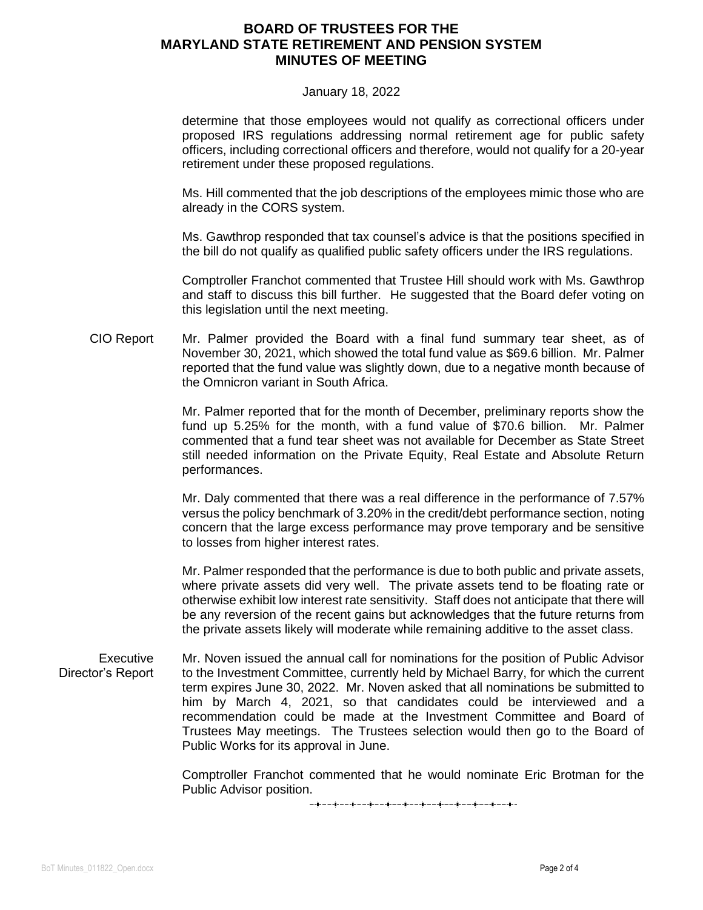determine that those employees would not qualify as correctional officers under proposed IRS regulations addressing normal retirement age for public safety officers, including correctional officers and therefore, would not qualify for a 20-year retirement under these proposed regulations.

Ms. Hill commented that the job descriptions of the employees mimic those who are already in the CORS system.

Ms. Gawthrop responded that tax counsel's advice is that the positions specified in the bill do not qualify as qualified public safety officers under the IRS regulations.

Comptroller Franchot commented that Trustee Hill should work with Ms. Gawthrop and staff to discuss this bill further. He suggested that the Board defer voting on this legislation until the next meeting.

**CIO Report**

Mr. Palmer provided the Board with a final fund summary tear sheet, as of November 30, 2021, which showed the total fund value as $69.6 billion. Mr. Palmer reported that the fund value was slightly down, due to a negative month because of the Omnicron variant in South Africa.

Mr. Palmer reported that for the month of December, preliminary reports show the fund up 5.25% for the month, with a fund value of $70.6 billion. Mr. Palmer commented that a fund tear sheet was not available for December as State Street still needed information on the Private Equity, Real Estate and Absolute Return performances.

Mr. Daly commented that there was a real difference in the performance of 7.57% versus the policy benchmark of 3.20% in the credit/debt performance section, noting concern that the large excess performance may prove temporary and be sensitive to losses from higher interest rates.

Mr. Palmer responded that the performance is due to both public and private assets, where private assets did very well. The private assets tend to be floating rate or otherwise exhibit low interest rate sensitivity. Staff does not anticipate that there will be any reversion of the recent gains but acknowledges that the future returns from the private assets likely will moderate while remaining additive to the asset class.

**Executive Director's Report**

Mr. Noven issued the annual call for nominations for the position of Public Advisor to the Investment Committee, currently held by Michael Barry, for which the current term expires June 30, 2022. Mr. Noven asked that all nominations be submitted to him by March 4, 2021, so that candidates could be interviewed and a recommendation could be made at the Investment Committee and Board of Trustees May meetings. The Trustees selection would then go to the Board of Public Works for its approval in June.

Comptroller Franchot commented that he would nominate Eric Brotman for the Public Advisor position.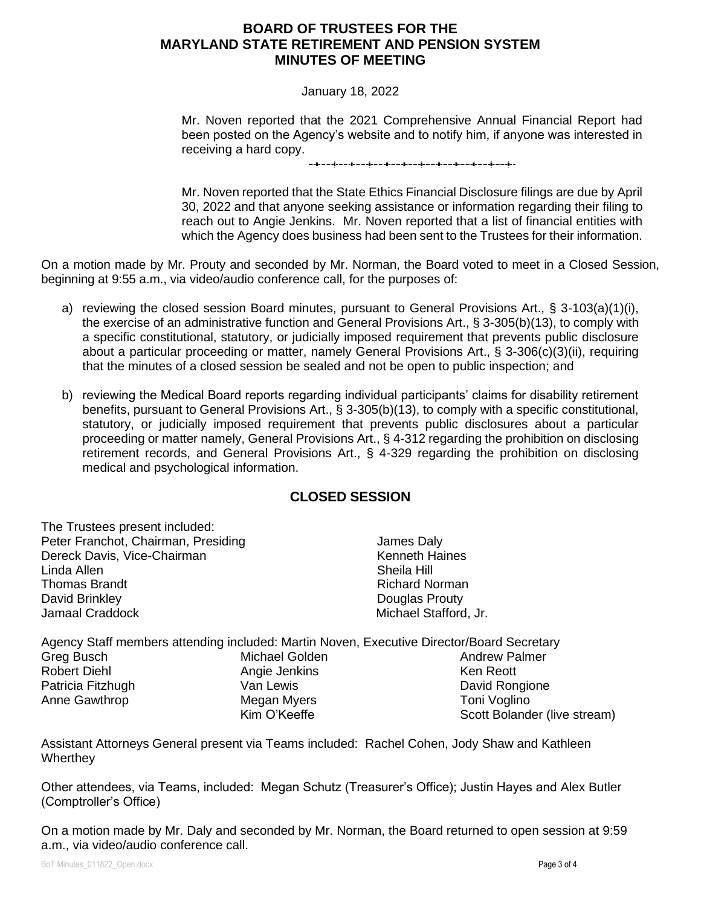# BOARD OF TRUSTEES FOR THE MARYLAND STATE RETIREMENT AND PENSION SYSTEM MINUTES OF MEETING

January 18, 2022

Mr. Noven reported that the 2021 Comprehensive Annual Financial Report had been posted on the Agency's website and to notify him, if anyone was interested in receiving a hard copy.

Mr. Noven reported that the State Ethics Financial Disclosure filings are due by April 30, 2022 and that anyone seeking assistance or information regarding their filing to reach out to Angie Jenkins. Mr. Noven reported that a list of financial entities with which the Agency does business had been sent to the Trustees for their information.

On a motion made by Mr. Prouty and seconded by Mr. Norman, the Board voted to meet in a Closed Session, beginning at 9:55 a.m., via video/audio conference call, for the purposes of:

a) reviewing the closed session Board minutes, pursuant to General Provisions Art., § 3-103(a)(1)(i), the exercise of an administrative function and General Provisions Art., § 3-305(b)(13), to comply with a specific constitutional, statutory, or judicially imposed requirement that prevents public disclosure about a particular proceeding or matter, namely General Provisions Art., § 3-306(c)(3)(ii), requiring that the minutes of a closed session be sealed and not be open to public inspection; and

b) reviewing the Medical Board reports regarding individual participants' claims for disability retirement benefits, pursuant to General Provisions Art., § 3-305(b)(13), to comply with a specific constitutional, statutory, or judicially imposed requirement that prevents public disclosures about a particular proceeding or matter namely, General Provisions Art., § 4-312 regarding the prohibition on disclosing retirement records, and General Provisions Art., § 4-329 regarding the prohibition on disclosing medical and psychological information.

## CLOSED SESSION

The Trustees present included:

Peter Franchot, Chairman, Presiding
Dereck Davis, Vice-Chairman
Linda Allen
Thomas Brandt
David Brinkley
Jamaal Craddock
James Daly
Kenneth Haines
Sheila Hill
Richard Norman
Douglas Prouty
Michael Stafford, Jr.

Agency Staff members attending included: Martin Noven, Executive Director/Board Secretary

Greg Busch
Robert Diehl
Patricia Fitzhugh
Anne Gawthrop
Michael Golden
Angie Jenkins
Van Lewis
Megan Myers
Kim O'Keeffe
Andrew Palmer
Ken Reott
David Rongione
Toni Voglino
Scott Bolander (live stream)

Assistant Attorneys General present via Teams included: Rachel Cohen, Jody Shaw and Kathleen Wherthey

Other attendees, via Teams, included: Megan Schutz (Treasurer's Office); Justin Hayes and Alex Butler (Comptroller's Office)

On a motion made by Mr. Daly and seconded by Mr. Norman, the Board returned to open session at 9:59 a.m., via video/audio conference call.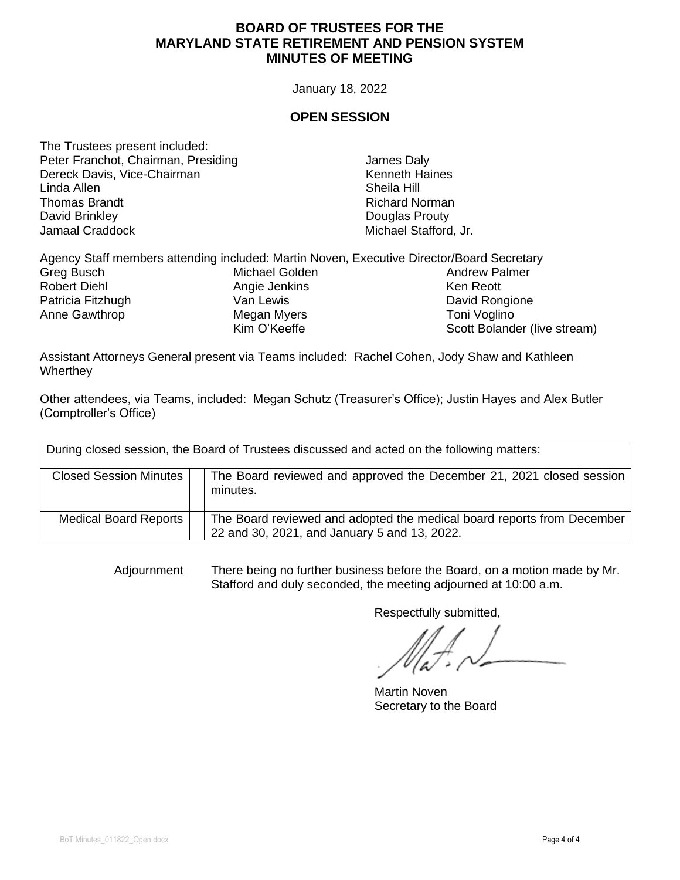# BOARD OF TRUSTEES FOR THE MARYLAND STATE RETIREMENT AND PENSION SYSTEM MINUTES OF MEETING

January 18, 2022

## OPEN SESSION

The Trustees present included:

Peter Franchot, Chairman, Presiding
Dereck Davis, Vice-Chairman
Linda Allen
Thomas Brandt
David Brinkley
Jamaal Craddock
James Daly
Kenneth Haines
Sheila Hill
Richard Norman
Douglas Prouty
Michael Stafford, Jr.

Agency Staff members attending included: Martin Noven, Executive Director/Board Secretary

Greg Busch
Robert Diehl
Patricia Fitzhugh
Anne Gawthrop
Michael Golden
Angie Jenkins
Van Lewis
Megan Myers
Kim O'Keeffe
Andrew Palmer
Ken Reott
David Rongione
Toni Voglino
Scott Bolander (live stream)

Assistant Attorneys General present via Teams included: Rachel Cohen, Jody Shaw and Kathleen Wherthey

Other attendees, via Teams, included: Megan Schutz (Treasurer's Office); Justin Hayes and Alex Butler (Comptroller's Office)

| During closed session, the Board of Trustees discussed and acted on the following matters: | |
|---|---|
| Closed Session Minutes | The Board reviewed and approved the December 21, 2021 closed session minutes. |
| Medical Board Reports | The Board reviewed and adopted the medical board reports from December 22 and 30, 2021, and January 5 and 13, 2022. |

Adjournment — There being no further business before the Board, on a motion made by Mr. Stafford and duly seconded, the meeting adjourned at 10:00 a.m.

Respectfully submitted,

Martin Noven
Secretary to the Board